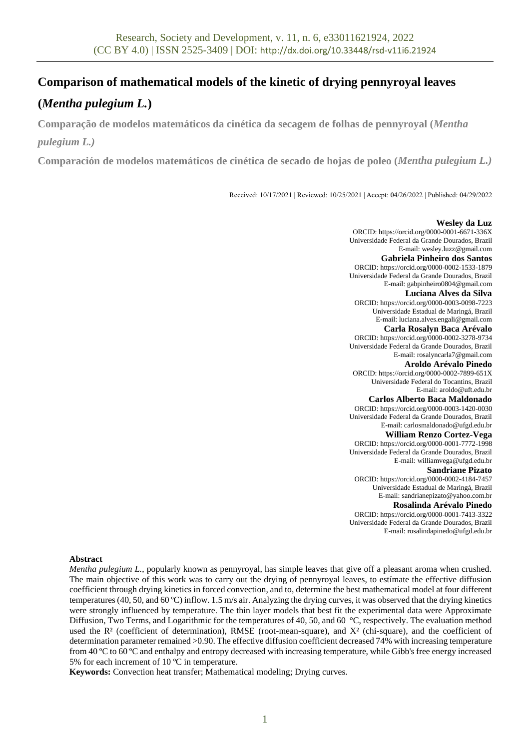# Comparison of mathematical models of the kinetic of drying pennyroyal leaves (*Mentha pulegium L.*)

**Comparação de modelos matemáticos da cinética da secagem de folhas de pennyroyal (*Mentha pulegium L.)***

**Comparación de modelos matemáticos de cinética de secado de hojas de poleo (*Mentha pulegium L.)***

Received: 10/17/2021 | Reviewed: 10/25/2021 | Accept: 04/26/2022 | Published: 04/29/2022

**Wesley da Luz**
ORCID: https://orcid.org/0000-0001-6671-336X
Universidade Federal da Grande Dourados, Brazil
E-mail: wesley.luzz@gmail.com

**Gabriela Pinheiro dos Santos**
ORCID: https://orcid.org/0000-0002-1533-1879
Universidade Federal da Grande Dourados, Brazil
E-mail: gabpinheiro0804@gmail.com

**Luciana Alves da Silva**
ORCID: https://orcid.org/0000-0003-0098-7223
Universidade Estadual de Maringá, Brazil
E-mail: luciana.alves.engali@gmail.com

**Carla Rosalyn Baca Arévalo**
ORCID: https://orcid.org/0000-0002-3278-9734
Universidade Federal da Grande Dourados, Brazil
E-mail: rosalyncarla7@gmail.com

**Aroldo Arévalo Pinedo**
ORCID: https://orcid.org/0000-0002-7899-651X
Universidade Federal do Tocantins, Brazil
E-mail: aroldo@uft.edu.br

**Carlos Alberto Baca Maldonado**
ORCID: https://orcid.org/0000-0003-1420-0030
Universidade Federal da Grande Dourados, Brazil
E-mail: carlosmaldonado@ufgd.edu.br

**William Renzo Cortez-Vega**
ORCID: https://orcid.org/0000-0001-7772-1998
Universidade Federal da Grande Dourados, Brazil
E-mail: williamvega@ufgd.edu.br

**Sandriane Pizato**
ORCID: https://orcid.org/0000-0002-4184-7457
Universidade Estadual de Maringá, Brazil
E-mail: sandrianepizato@yahoo.com.br

**Rosalinda Arévalo Pinedo**
ORCID: https://orcid.org/0000-0001-7413-3322
Universidade Federal da Grande Dourados, Brazil
E-mail: rosalindapinedo@ufgd.edu.br

**Abstract**

*Mentha pulegium L.*, popularly known as pennyroyal, has simple leaves that give off a pleasant aroma when crushed. The main objective of this work was to carry out the drying of pennyroyal leaves, to estímate the effective diffusion coefficient through drying kinetics in forced convection, and to, determine the best mathematical model at four different temperatures (40, 50, and 60 ºC) inflow. 1.5 m/s air. Analyzing the drying curves, it was observed that the drying kinetics were strongly influenced by temperature. The thin layer models that best fit the experimental data were Approximate Diffusion, Two Terms, and Logarithmic for the temperatures of 40, 50, and 60 °C, respectively. The evaluation method used the $R^2$ (coefficient of determination), RMSE (root-mean-square), and $X^2$ (chi-square), and the coefficient of determination parameter remained >0.90. The effective diffusion coefficient decreased 74% with increasing temperature from 40 ºC to 60 ºC and enthalpy and entropy decreased with increasing temperature, while Gibb's free energy increased 5% for each increment of 10 ºC in temperature.

**Keywords:** Convection heat transfer; Mathematical modeling; Drying curves.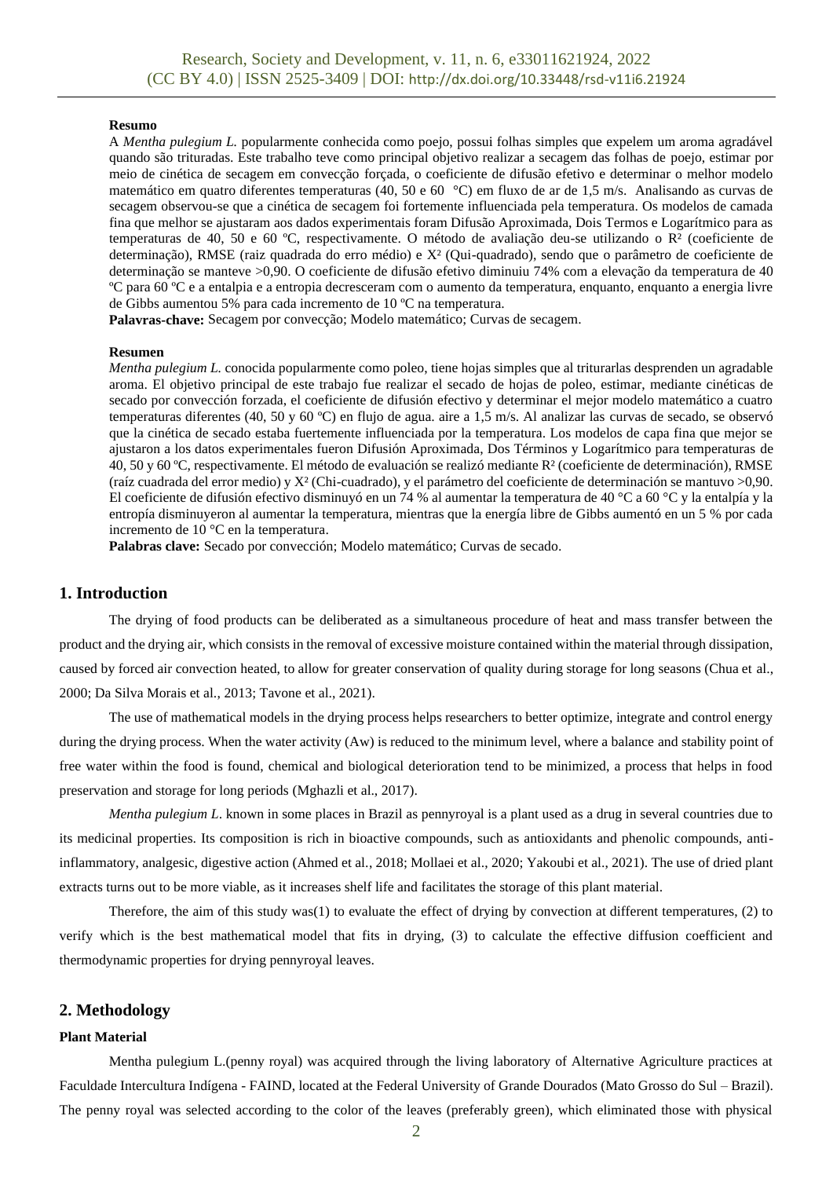**Resumo**

A *Mentha pulegium L.* popularmente conhecida como poejo, possui folhas simples que expelem um aroma agradável quando são trituradas. Este trabalho teve como principal objetivo realizar a secagem das folhas de poejo, estimar por meio de cinética de secagem em convecção forçada, o coeficiente de difusão efetivo e determinar o melhor modelo matemático em quatro diferentes temperaturas (40, 50 e 60 °C) em fluxo de ar de 1,5 m/s. Analisando as curvas de secagem observou-se que a cinética de secagem foi fortemente influenciada pela temperatura. Os modelos de camada fina que melhor se ajustaram aos dados experimentais foram Difusão Aproximada, Dois Termos e Logarítmico para as temperaturas de 40, 50 e 60 ºC, respectivamente. O método de avaliação deu-se utilizando o $R^2$ (coeficiente de determinação), RMSE (raiz quadrada do erro médio) e $X^2$ (Qui-quadrado), sendo que o parâmetro de coeficiente de determinação se manteve >0,90. O coeficiente de difusão efetivo diminuiu 74% com a elevação da temperatura de 40 ºC para 60 ºC e a entalpia e a entropia decresceram com o aumento da temperatura, enquanto, enquanto a energia livre de Gibbs aumentou 5% para cada incremento de 10 ºC na temperatura.

**Palavras-chave:** Secagem por convecção; Modelo matemático; Curvas de secagem.

**Resumen**

*Mentha pulegium L.* conocida popularmente como poleo, tiene hojas simples que al triturarlas desprenden un agradable aroma. El objetivo principal de este trabajo fue realizar el secado de hojas de poleo, estimar, mediante cinéticas de secado por convección forzada, el coeficiente de difusión efectivo y determinar el mejor modelo matemático a cuatro temperaturas diferentes (40, 50 y 60 ºC) en flujo de agua. aire a 1,5 m/s. Al analizar las curvas de secado, se observó que la cinética de secado estaba fuertemente influenciada por la temperatura. Los modelos de capa fina que mejor se ajustaron a los datos experimentales fueron Difusión Aproximada, Dos Términos y Logarítmico para temperaturas de 40, 50 y 60 ºC, respectivamente. El método de evaluación se realizó mediante $R^2$ (coeficiente de determinación), RMSE (raíz cuadrada del error medio) y $X^2$ (Chi-cuadrado), y el parámetro del coeficiente de determinación se mantuvo >0,90. El coeficiente de difusión efectivo disminuyó en un 74 % al aumentar la temperatura de 40 °C a 60 °C y la entalpía y la entropía disminuyeron al aumentar la temperatura, mientras que la energía libre de Gibbs aumentó en un 5 % por cada incremento de 10 °C en la temperatura.

**Palabras clave:** Secado por convección; Modelo matemático; Curvas de secado.

## 1. Introduction

The drying of food products can be deliberated as a simultaneous procedure of heat and mass transfer between the product and the drying air, which consists in the removal of excessive moisture contained within the material through dissipation, caused by forced air convection heated, to allow for greater conservation of quality during storage for long seasons (Chua et al., 2000; Da Silva Morais et al., 2013; Tavone et al., 2021).

The use of mathematical models in the drying process helps researchers to better optimize, integrate and control energy during the drying process. When the water activity (Aw) is reduced to the minimum level, where a balance and stability point of free water within the food is found, chemical and biological deterioration tend to be minimized, a process that helps in food preservation and storage for long periods (Mghazli et al., 2017).

*Mentha pulegium L*. known in some places in Brazil as pennyroyal is a plant used as a drug in several countries due to its medicinal properties. Its composition is rich in bioactive compounds, such as antioxidants and phenolic compounds, anti-inflammatory, analgesic, digestive action (Ahmed et al., 2018; Mollaei et al., 2020; Yakoubi et al., 2021). The use of dried plant extracts turns out to be more viable, as it increases shelf life and facilitates the storage of this plant material.

Therefore, the aim of this study was(1) to evaluate the effect of drying by convection at different temperatures, (2) to verify which is the best mathematical model that fits in drying, (3) to calculate the effective diffusion coefficient and thermodynamic properties for drying pennyroyal leaves.

## 2. Methodology

### Plant Material

Mentha pulegium L.(penny royal) was acquired through the living laboratory of Alternative Agriculture practices at Faculdade Intercultura Indígena - FAIND, located at the Federal University of Grande Dourados (Mato Grosso do Sul – Brazil). The penny royal was selected according to the color of the leaves (preferably green), which eliminated those with physical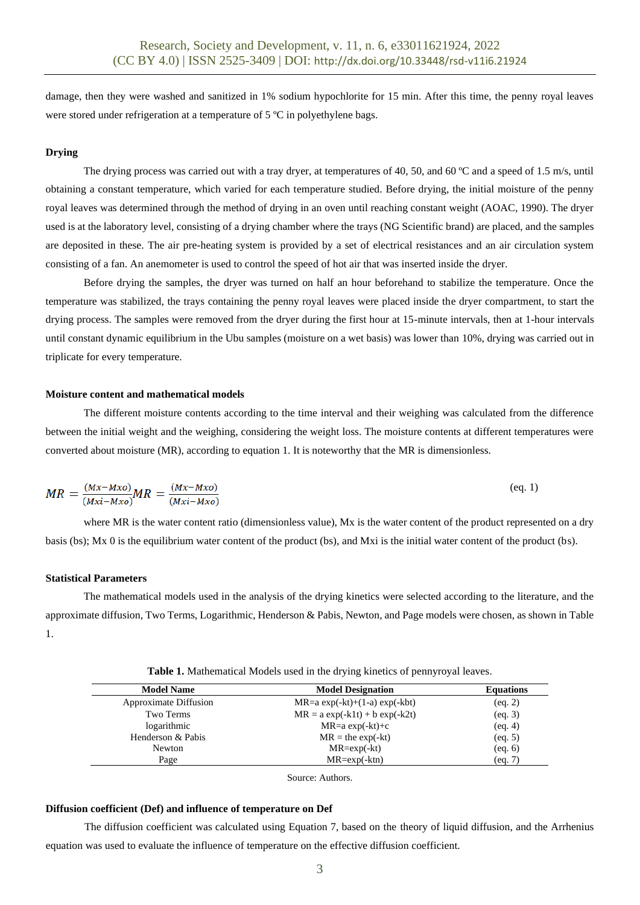damage, then they were washed and sanitized in 1% sodium hypochlorite for 15 min. After this time, the penny royal leaves were stored under refrigeration at a temperature of 5 ºC in polyethylene bags.

**Drying**

The drying process was carried out with a tray dryer, at temperatures of 40, 50, and 60 ºC and a speed of 1.5 m/s, until obtaining a constant temperature, which varied for each temperature studied. Before drying, the initial moisture of the penny royal leaves was determined through the method of drying in an oven until reaching constant weight (AOAC, 1990). The dryer used is at the laboratory level, consisting of a drying chamber where the trays (NG Scientific brand) are placed, and the samples are deposited in these. The air pre-heating system is provided by a set of electrical resistances and an air circulation system consisting of a fan. An anemometer is used to control the speed of hot air that was inserted inside the dryer.

Before drying the samples, the dryer was turned on half an hour beforehand to stabilize the temperature. Once the temperature was stabilized, the trays containing the penny royal leaves were placed inside the dryer compartment, to start the drying process. The samples were removed from the dryer during the first hour at 15-minute intervals, then at 1-hour intervals until constant dynamic equilibrium in the Ubu samples (moisture on a wet basis) was lower than 10%, drying was carried out in triplicate for every temperature.

**Moisture content and mathematical models**

The different moisture contents according to the time interval and their weighing was calculated from the difference between the initial weight and the weighing, considering the weight loss. The moisture contents at different temperatures were converted about moisture (MR), according to equation 1. It is noteworthy that the MR is dimensionless.

$$MR = \frac{(Mx - Mxo)}{(Mxi - Mxo)} MR = \frac{(Mx - Mxo)}{(Mxi - Mxo)} \quad \text{(eq. 1)}$$

where MR is the water content ratio (dimensionless value), Mx is the water content of the product represented on a dry basis (bs); Mx 0 is the equilibrium water content of the product (bs), and Mxi is the initial water content of the product (bs).

**Statistical Parameters**

The mathematical models used in the analysis of the drying kinetics were selected according to the literature, and the approximate diffusion, Two Terms, Logarithmic, Henderson & Pabis, Newton, and Page models were chosen, as shown in Table 1.

**Table 1.** Mathematical Models used in the drying kinetics of pennyroyal leaves.

| Model Name | Model Designation | Equations |
|---|---|---|
| Approximate Diffusion | MR=a exp(-kt)+(1-a) exp(-kbt) | (eq. 2) |
| Two Terms | MR = a exp(-k1t) + b exp(-k2t) | (eq. 3) |
| logarithmic | MR=a exp(-kt)+c | (eq. 4) |
| Henderson & Pabis | MR = the exp(-kt) | (eq. 5) |
| Newton | MR=exp(-kt) | (eq. 6) |
| Page | MR=exp(-ktn) | (eq. 7) |

Source: Authors.

**Diffusion coefficient (Def) and influence of temperature on Def**

The diffusion coefficient was calculated using Equation 7, based on the theory of liquid diffusion, and the Arrhenius equation was used to evaluate the influence of temperature on the effective diffusion coefficient.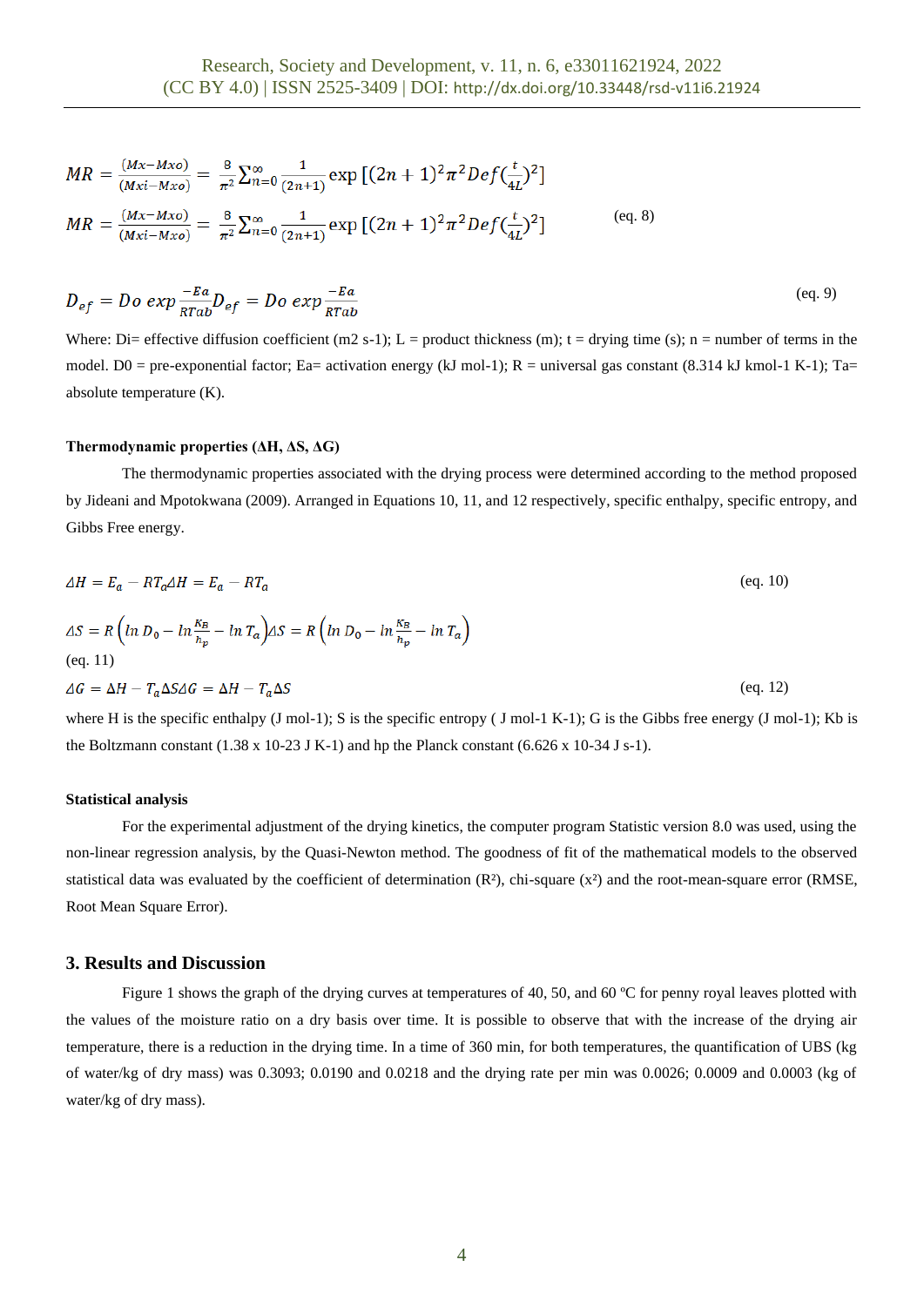$$MR = \frac{(Mx-Mxo)}{(Mxi-Mxo)} = \frac{8}{\pi^2}\sum_{n=0}^{\infty}\frac{1}{(2n+1)}\exp\left[(2n+1)^2\pi^2 Def(\frac{t}{4L})^2\right]$$

$$MR = \frac{(Mx-Mxo)}{(Mxi-Mxo)} = \frac{8}{\pi^2}\sum_{n=0}^{\infty}\frac{1}{(2n+1)}\exp\left[(2n+1)^2\pi^2 Def(\frac{t}{4L})^2\right] \quad \text{(eq. 8)}$$

$$D_{ef} = Do\ exp\frac{-Ea}{RTab}D_{ef} = Do\ exp\frac{-Ea}{RTab} \quad \text{(eq. 9)}$$

Where: Di= effective diffusion coefficient (m2 s-1); L = product thickness (m); t = drying time (s); n = number of terms in the model. D0 = pre-exponential factor; Ea= activation energy (kJ mol-1); R = universal gas constant (8.314 kJ kmol-1 K-1); Ta= absolute temperature (K).

#### Thermodynamic properties (ΔH, ΔS, ΔG)

The thermodynamic properties associated with the drying process were determined according to the method proposed by Jideani and Mpotokwana (2009). Arranged in Equations 10, 11, and 12 respectively, specific enthalpy, specific entropy, and Gibbs Free energy.

$$\Delta H = E_a - RT_a\Delta H = E_a - RT_a \quad \text{(eq. 10)}$$

$$\Delta S = R\left(ln\ D_0 - ln\frac{K_B}{h_p} - ln\ T_a\right)\Delta S = R\left(ln\ D_0 - ln\frac{K_B}{h_p} - ln\ T_a\right)$$

(eq. 11)

$$\Delta G = \Delta H - T_a\Delta S\Delta G = \Delta H - T_a\Delta S \quad \text{(eq. 12)}$$

where H is the specific enthalpy (J mol-1); S is the specific entropy ( J mol-1 K-1); G is the Gibbs free energy (J mol-1); Kb is the Boltzmann constant (1.38 x 10-23 J K-1) and hp the Planck constant (6.626 x 10-34 J s-1).

#### Statistical analysis

For the experimental adjustment of the drying kinetics, the computer program Statistic version 8.0 was used, using the non-linear regression analysis, by the Quasi-Newton method. The goodness of fit of the mathematical models to the observed statistical data was evaluated by the coefficient of determination ($R^2$), chi-square ($x^2$) and the root-mean-square error (RMSE, Root Mean Square Error).

## 3. Results and Discussion

Figure 1 shows the graph of the drying curves at temperatures of 40, 50, and 60 ºC for penny royal leaves plotted with the values of the moisture ratio on a dry basis over time. It is possible to observe that with the increase of the drying air temperature, there is a reduction in the drying time. In a time of 360 min, for both temperatures, the quantification of UBS (kg of water/kg of dry mass) was 0.3093; 0.0190 and 0.0218 and the drying rate per min was 0.0026; 0.0009 and 0.0003 (kg of water/kg of dry mass).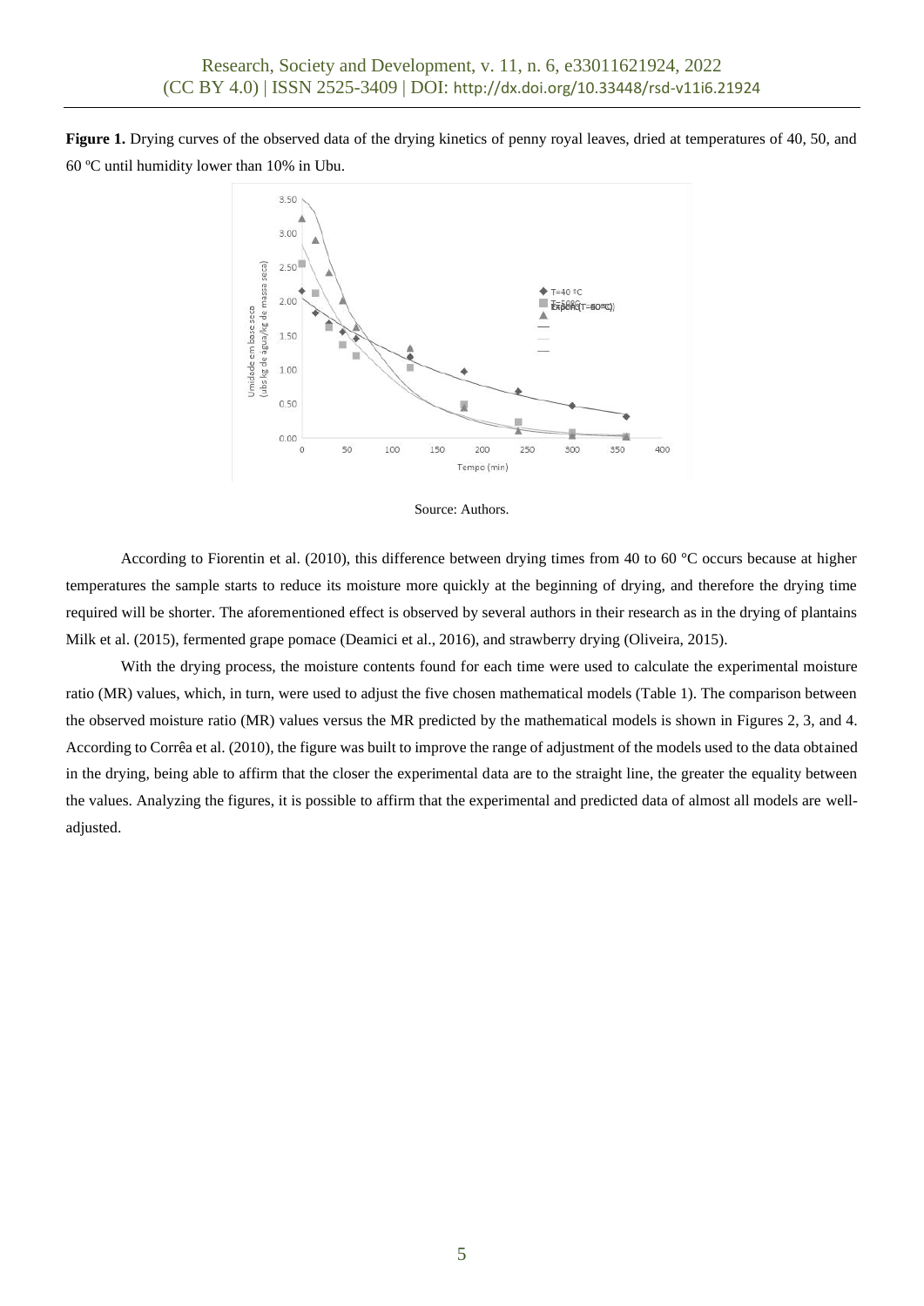**Figure 1.** Drying curves of the observed data of the drying kinetics of penny royal leaves, dried at temperatures of 40, 50, and 60 ºC until humidity lower than 10% in Ubu.

Source: Authors.

According to Fiorentin et al. (2010), this difference between drying times from 40 to 60 °C occurs because at higher temperatures the sample starts to reduce its moisture more quickly at the beginning of drying, and therefore the drying time required will be shorter. The aforementioned effect is observed by several authors in their research as in the drying of plantains Milk et al. (2015), fermented grape pomace (Deamici et al., 2016), and strawberry drying (Oliveira, 2015).

With the drying process, the moisture contents found for each time were used to calculate the experimental moisture ratio (MR) values, which, in turn, were used to adjust the five chosen mathematical models (Table 1). The comparison between the observed moisture ratio (MR) values versus the MR predicted by the mathematical models is shown in Figures 2, 3, and 4. According to Corrêa et al. (2010), the figure was built to improve the range of adjustment of the models used to the data obtained in the drying, being able to affirm that the closer the experimental data are to the straight line, the greater the equality between the values. Analyzing the figures, it is possible to affirm that the experimental and predicted data of almost all models are well-adjusted.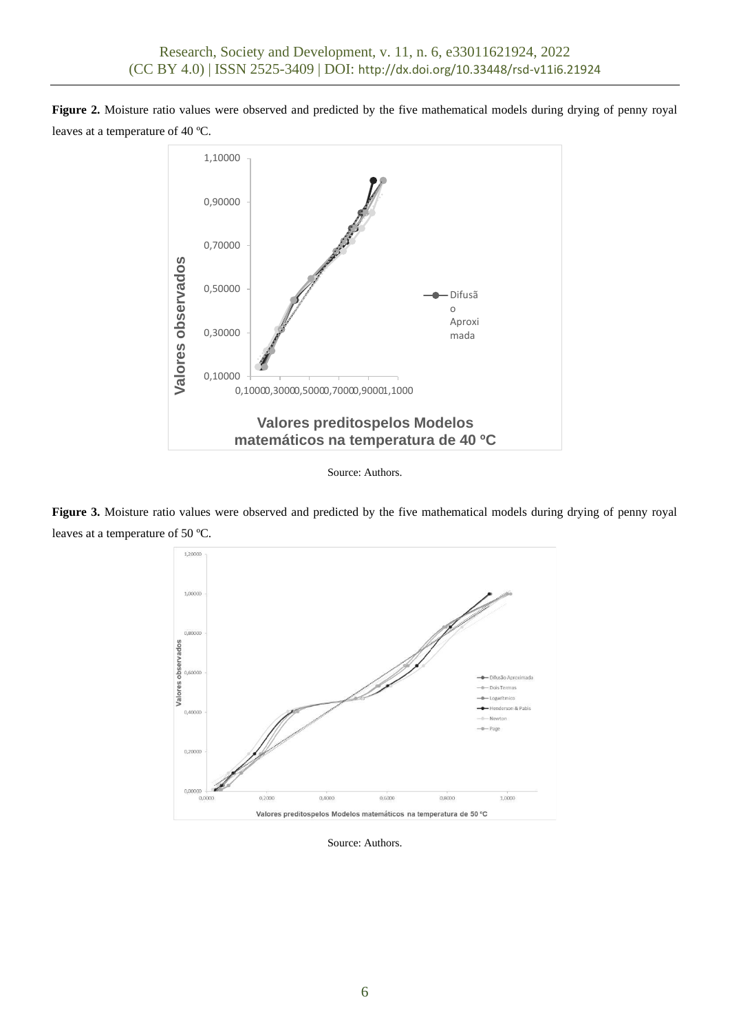**Figure 2.** Moisture ratio values were observed and predicted by the five mathematical models during drying of penny royal leaves at a temperature of 40 ºC.

Source: Authors.

**Figure 3.** Moisture ratio values were observed and predicted by the five mathematical models during drying of penny royal leaves at a temperature of 50 ºC.

Source: Authors.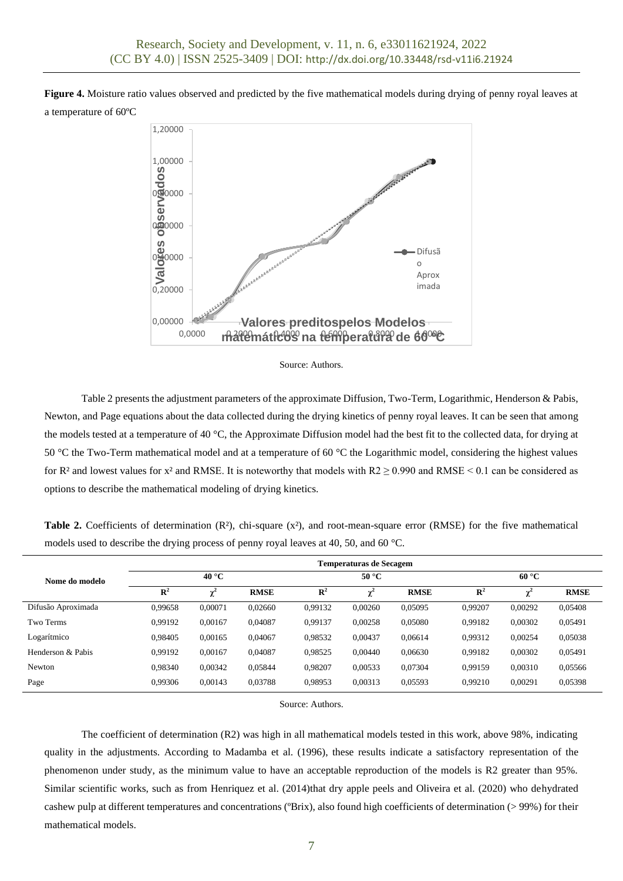**Figure 4.** Moisture ratio values observed and predicted by the five mathematical models during drying of penny royal leaves at a temperature of 60ºC

Source: Authors.

Table 2 presents the adjustment parameters of the approximate Diffusion, Two-Term, Logarithmic, Henderson & Pabis, Newton, and Page equations about the data collected during the drying kinetics of penny royal leaves. It can be seen that among the models tested at a temperature of 40 °C, the Approximate Diffusion model had the best fit to the collected data, for drying at 50 °C the Two-Term mathematical model and at a temperature of 60 °C the Logarithmic model, considering the highest values for $R^2$ and lowest values for $x^2$ and RMSE. It is noteworthy that models with $R2 \geq 0.990$ and RMSE < 0.1 can be considered as options to describe the mathematical modeling of drying kinetics.

**Table 2.** Coefficients of determination ($R^2$), chi-square ($x^2$), and root-mean-square error (RMSE) for the five mathematical models used to describe the drying process of penny royal leaves at 40, 50, and 60 °C.

| Nome do modelo | Temperaturas de Secagem | | | | | | | | |
|---|---|---|---|---|---|---|---|---|---|
| | 40 °C | | | 50 °C | | | 60 °C | | |
| | $R^2$ | $\chi^2$ | RMSE | $R^2$ | $\chi^2$ | RMSE | $R^2$ | $\chi^2$ | RMSE |
| Difusão Aproximada | 0,99658 | 0,00071 | 0,02660 | 0,99132 | 0,00260 | 0,05095 | 0,99207 | 0,00292 | 0,05408 |
| Two Terms | 0,99192 | 0,00167 | 0,04087 | 0,99137 | 0,00258 | 0,05080 | 0,99182 | 0,00302 | 0,05491 |
| Logarítmico | 0,98405 | 0,00165 | 0,04067 | 0,98532 | 0,00437 | 0,06614 | 0,99312 | 0,00254 | 0,05038 |
| Henderson & Pabis | 0,99192 | 0,00167 | 0,04087 | 0,98525 | 0,00440 | 0,06630 | 0,99182 | 0,00302 | 0,05491 |
| Newton | 0,98340 | 0,00342 | 0,05844 | 0,98207 | 0,00533 | 0,07304 | 0,99159 | 0,00310 | 0,05566 |
| Page | 0,99306 | 0,00143 | 0,03788 | 0,98953 | 0,00313 | 0,05593 | 0,99210 | 0,00291 | 0,05398 |

Source: Authors.

The coefficient of determination (R2) was high in all mathematical models tested in this work, above 98%, indicating quality in the adjustments. According to Madamba et al. (1996), these results indicate a satisfactory representation of the phenomenon under study, as the minimum value to have an acceptable reproduction of the models is R2 greater than 95%. Similar scientific works, such as from Henriquez et al. (2014)that dry apple peels and Oliveira et al. (2020) who dehydrated cashew pulp at different temperatures and concentrations (ºBrix), also found high coefficients of determination (> 99%) for their mathematical models.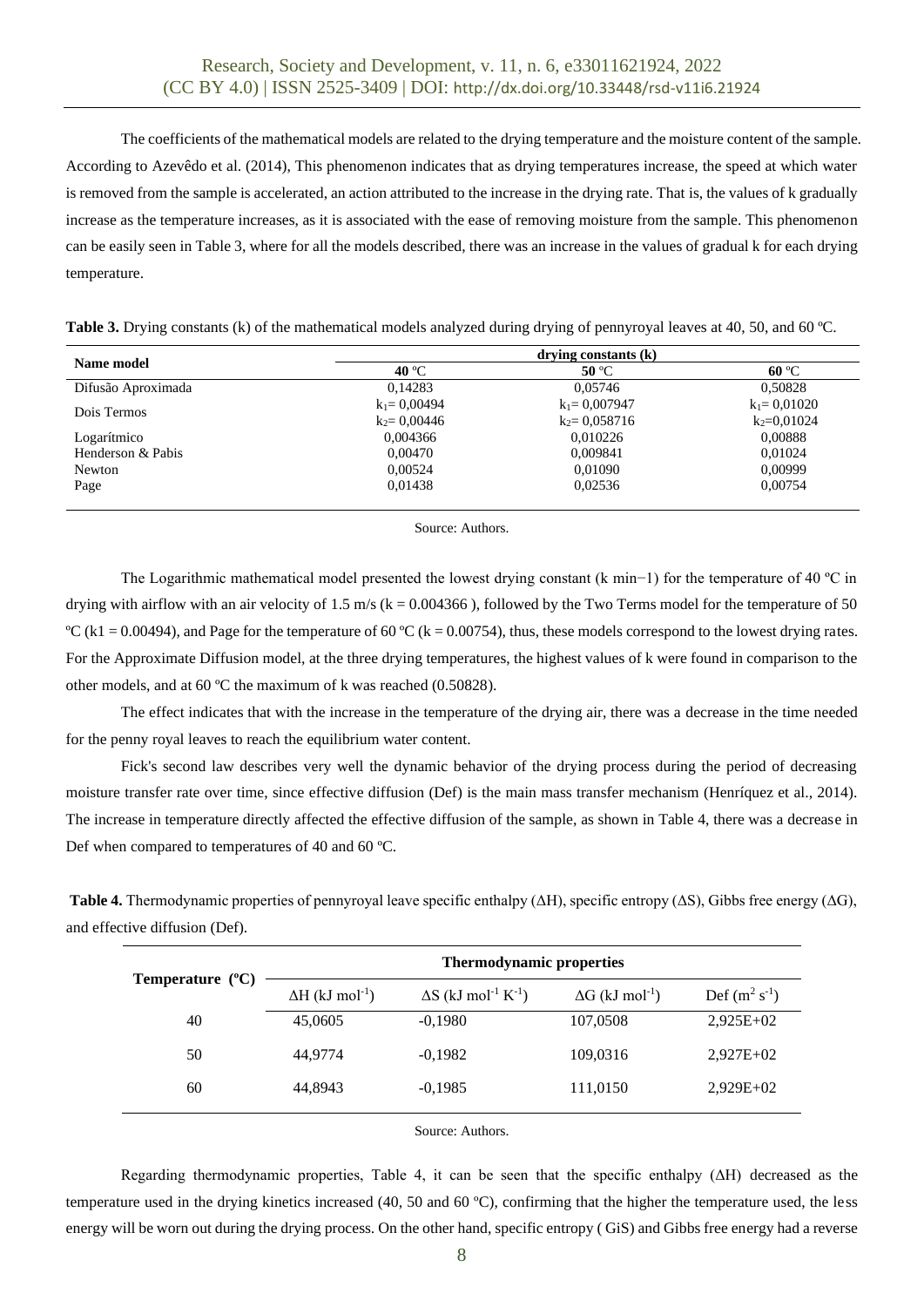The coefficients of the mathematical models are related to the drying temperature and the moisture content of the sample. According to Azevêdo et al. (2014), This phenomenon indicates that as drying temperatures increase, the speed at which water is removed from the sample is accelerated, an action attributed to the increase in the drying rate. That is, the values of k gradually increase as the temperature increases, as it is associated with the ease of removing moisture from the sample. This phenomenon can be easily seen in Table 3, where for all the models described, there was an increase in the values of gradual k for each drying temperature.

**Table 3.** Drying constants (k) of the mathematical models analyzed during drying of pennyroyal leaves at 40, 50, and 60 ºC.

| Name model | drying constants (k) | | |
|---|---|---|---|
| | **40** ºC | **50** ºC | **60** ºC |
| Difusão Aproximada | 0,14283 | 0,05746 | 0,50828 |
| Dois Termos | $k_1$= 0,00494<br>$k_2$= 0,00446 | $k_1$= 0,007947<br>$k_2$= 0,058716 | $k_1$= 0,01020<br>$k_2$=0,01024 |
| Logarítmico | 0,004366 | 0,010226 | 0,00888 |
| Henderson & Pabis | 0,00470 | 0,009841 | 0,01024 |
| Newton | 0,00524 | 0,01090 | 0,00999 |
| Page | 0,01438 | 0,02536 | 0,00754 |

Source: Authors.

The Logarithmic mathematical model presented the lowest drying constant (k $min^{-1}$) for the temperature of 40 ºC in drying with airflow with an air velocity of 1.5 m/s (k = 0.004366 ), followed by the Two Terms model for the temperature of 50 ºC (k1 = 0.00494), and Page for the temperature of 60 ºC (k = 0.00754), thus, these models correspond to the lowest drying rates. For the Approximate Diffusion model, at the three drying temperatures, the highest values of k were found in comparison to the other models, and at 60 ºC the maximum of k was reached (0.50828).

The effect indicates that with the increase in the temperature of the drying air, there was a decrease in the time needed for the penny royal leaves to reach the equilibrium water content.

Fick's second law describes very well the dynamic behavior of the drying process during the period of decreasing moisture transfer rate over time, since effective diffusion (Def) is the main mass transfer mechanism (Henríquez et al., 2014). The increase in temperature directly affected the effective diffusion of the sample, as shown in Table 4, there was a decrease in Def when compared to temperatures of 40 and 60 ºC.

**Table 4.** Thermodynamic properties of pennyroyal leave specific enthalpy (ΔH), specific entropy (ΔS), Gibbs free energy (ΔG), and effective diffusion (Def).

| Temperature (ºC) | Thermodynamic properties | | | |
|---|---|---|---|---|
| | ΔH (kJ $mol^{-1}$) | ΔS (kJ $mol^{-1}$ $K^{-1}$) | ΔG (kJ $mol^{-1}$) | Def ($m^2$ $s^{-1}$) |
| 40 | 45,0605 | -0,1980 | 107,0508 | 2,925E+02 |
| 50 | 44,9774 | -0,1982 | 109,0316 | 2,927E+02 |
| 60 | 44,8943 | -0,1985 | 111,0150 | 2,929E+02 |

Source: Authors.

Regarding thermodynamic properties, Table 4, it can be seen that the specific enthalpy (ΔH) decreased as the temperature used in the drying kinetics increased (40, 50 and 60 ºC), confirming that the higher the temperature used, the less energy will be worn out during the drying process. On the other hand, specific entropy ( GiS) and Gibbs free energy had a reverse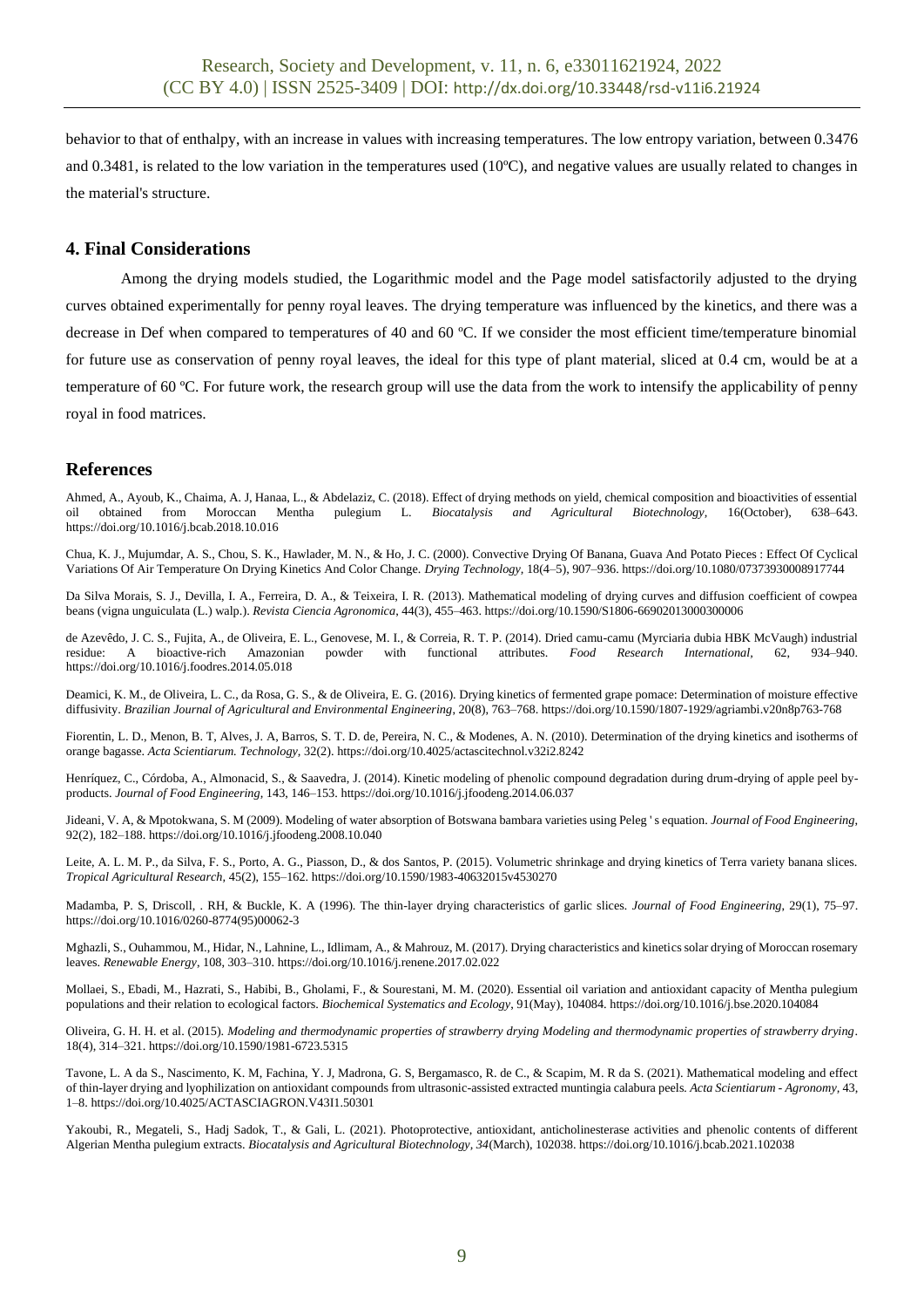behavior to that of enthalpy, with an increase in values with increasing temperatures. The low entropy variation, between 0.3476 and 0.3481, is related to the low variation in the temperatures used (10ºC), and negative values are usually related to changes in the material's structure.

## 4. Final Considerations

Among the drying models studied, the Logarithmic model and the Page model satisfactorily adjusted to the drying curves obtained experimentally for penny royal leaves. The drying temperature was influenced by the kinetics, and there was a decrease in Def when compared to temperatures of 40 and 60 ºC. If we consider the most efficient time/temperature binomial for future use as conservation of penny royal leaves, the ideal for this type of plant material, sliced at 0.4 cm, would be at a temperature of 60 ºC. For future work, the research group will use the data from the work to intensify the applicability of penny royal in food matrices.

## References

Ahmed, A., Ayoub, K., Chaima, A. J, Hanaa, L., & Abdelaziz, C. (2018). Effect of drying methods on yield, chemical composition and bioactivities of essential oil obtained from Moroccan Mentha pulegium L. *Biocatalysis and Agricultural Biotechnology*, 16(October), 638–643. https://doi.org/10.1016/j.bcab.2018.10.016

Chua, K. J., Mujumdar, A. S., Chou, S. K., Hawlader, M. N., & Ho, J. C. (2000). Convective Drying Of Banana, Guava And Potato Pieces : Effect Of Cyclical Variations Of Air Temperature On Drying Kinetics And Color Change. *Drying Technology*, 18(4–5), 907–936. https://doi.org/10.1080/07373930008917744

Da Silva Morais, S. J., Devilla, I. A., Ferreira, D. A., & Teixeira, I. R. (2013). Mathematical modeling of drying curves and diffusion coefficient of cowpea beans (vigna unguiculata (L.) walp.). *Revista Ciencia Agronomica*, 44(3), 455–463. https://doi.org/10.1590/S1806-66902013000300006

de Azevêdo, J. C. S., Fujita, A., de Oliveira, E. L., Genovese, M. I., & Correia, R. T. P. (2014). Dried camu-camu (Myrciaria dubia HBK McVaugh) industrial residue: A bioactive-rich Amazonian powder with functional attributes. *Food Research International*, 62, 934–940. https://doi.org/10.1016/j.foodres.2014.05.018

Deamici, K. M., de Oliveira, L. C., da Rosa, G. S., & de Oliveira, E. G. (2016). Drying kinetics of fermented grape pomace: Determination of moisture effective diffusivity. *Brazilian Journal of Agricultural and Environmental Engineering*, 20(8), 763–768. https://doi.org/10.1590/1807-1929/agriambi.v20n8p763-768

Fiorentin, L. D., Menon, B. T, Alves, J. A, Barros, S. T. D. de, Pereira, N. C., & Modenes, A. N. (2010). Determination of the drying kinetics and isotherms of orange bagasse. *Acta Scientiarum. Technology*, 32(2). https://doi.org/10.4025/actascitechnol.v32i2.8242

Henríquez, C., Córdoba, A., Almonacid, S., & Saavedra, J. (2014). Kinetic modeling of phenolic compound degradation during drum-drying of apple peel by-products. *Journal of Food Engineering*, 143, 146–153. https://doi.org/10.1016/j.jfoodeng.2014.06.037

Jideani, V. A, & Mpotokwana, S. M (2009). Modeling of water absorption of Botswana bambara varieties using Peleg ' s equation. *Journal of Food Engineering*, 92(2), 182–188. https://doi.org/10.1016/j.jfoodeng.2008.10.040

Leite, A. L. M. P., da Silva, F. S., Porto, A. G., Piasson, D., & dos Santos, P. (2015). Volumetric shrinkage and drying kinetics of Terra variety banana slices. *Tropical Agricultural Research*, 45(2), 155–162. https://doi.org/10.1590/1983-40632015v4530270

Madamba, P. S, Driscoll, . RH, & Buckle, K. A (1996). The thin-layer drying characteristics of garlic slices. *Journal of Food Engineering*, 29(1), 75–97. https://doi.org/10.1016/0260-8774(95)00062-3

Mghazli, S., Ouhammou, M., Hidar, N., Lahnine, L., Idlimam, A., & Mahrouz, M. (2017). Drying characteristics and kinetics solar drying of Moroccan rosemary leaves. *Renewable Energy*, 108, 303–310. https://doi.org/10.1016/j.renene.2017.02.022

Mollaei, S., Ebadi, M., Hazrati, S., Habibi, B., Gholami, F., & Sourestani, M. M. (2020). Essential oil variation and antioxidant capacity of Mentha pulegium populations and their relation to ecological factors. *Biochemical Systematics and Ecology*, 91(May), 104084. https://doi.org/10.1016/j.bse.2020.104084

Oliveira, G. H. H. et al. (2015). *Modeling and thermodynamic properties of strawberry drying Modeling and thermodynamic properties of strawberry drying*. 18(4), 314–321. https://doi.org/10.1590/1981-6723.5315

Tavone, L. A da S., Nascimento, K. M, Fachina, Y. J, Madrona, G. S, Bergamasco, R. de C., & Scapim, M. R da S. (2021). Mathematical modeling and effect of thin-layer drying and lyophilization on antioxidant compounds from ultrasonic-assisted extracted muntingia calabura peels. *Acta Scientiarum - Agronomy*, 43, 1–8. https://doi.org/10.4025/ACTASCIAGRON.V43I1.50301

Yakoubi, R., Megateli, S., Hadj Sadok, T., & Gali, L. (2021). Photoprotective, antioxidant, anticholinesterase activities and phenolic contents of different Algerian Mentha pulegium extracts. *Biocatalysis and Agricultural Biotechnology*, *34*(March), 102038. https://doi.org/10.1016/j.bcab.2021.102038